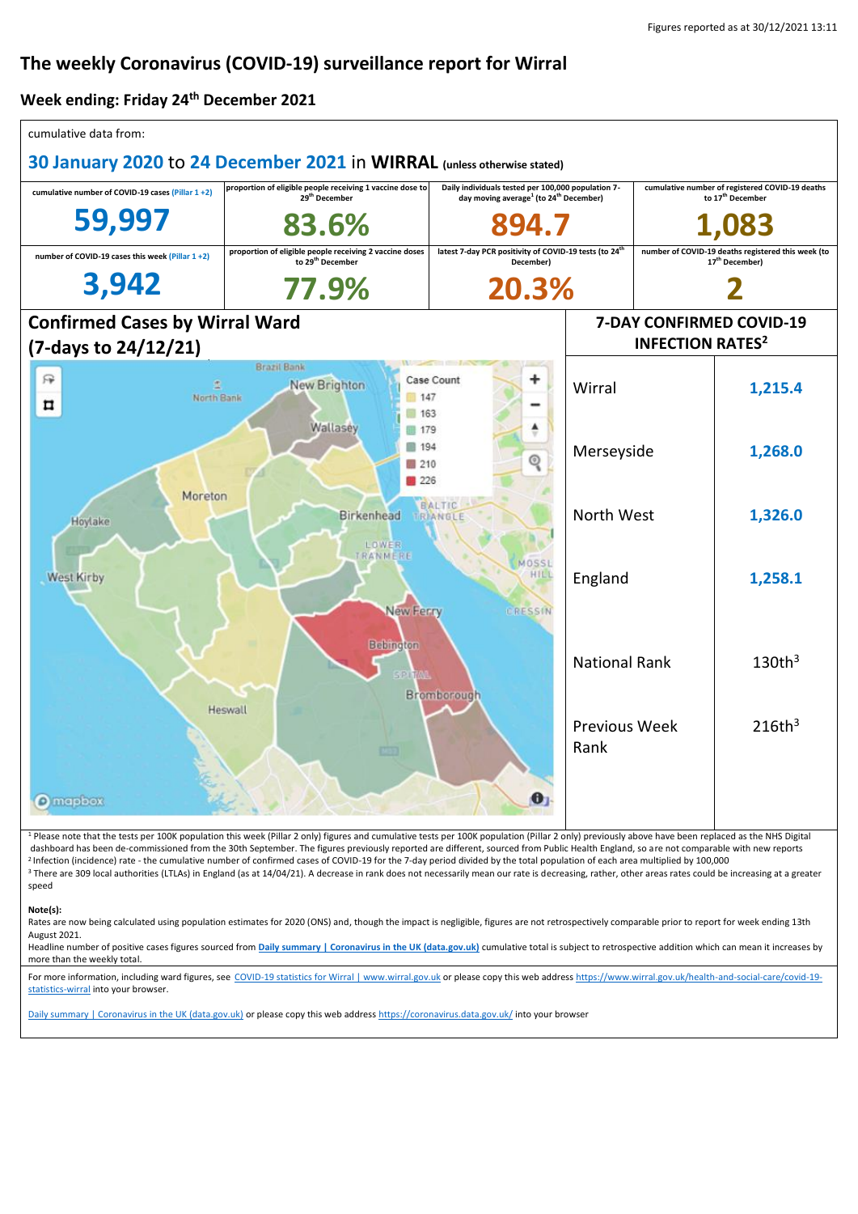Figures reported as at 30/12/2021 13:11

# The weekly Coronavirus (COVID-19) surveillance report for Wirral

## Week ending: Friday 24th December 2021

cumulative data from:

**30 January 2020 to 24 December 2021 in WIRRAL** (unless otherwise stated)

| cumulative number of COVID-19 cases (Pillar 1 +2) | proportion of eligible people receiving 1 vaccine dose to 29th December | Daily individuals tested per 100,000 population 7-day moving average[1] (to 24th December) | cumulative number of registered COVID-19 deaths to 17th December |
|---|---|---|---|
| **59,997** | **83.6%** | **894.7** | **1,083** |
| number of COVID-19 cases this week (Pillar 1 +2) | proportion of eligible people receiving 2 vaccine doses to 29th December | latest 7-day PCR positivity of COVID-19 tests (to 24th December) | number of COVID-19 deaths registered this week (to 17th December) |
| **3,942** | **77.9%** | **20.3%** | **2** |

## Confirmed Cases by Wirral Ward (7-days to 24/12/21)

Case Count: 147, 163, 179, 194, 210, 226

## 7-DAY CONFIRMED COVID-19 INFECTION RATES[2]

| | |
|---|---|
| Wirral | 1,215.4 |
| Merseyside | 1,268.0 |
| North West | 1,326.0 |
| England | 1,258.1 |
| National Rank | 130th[3] |
| Previous Week Rank | 216th[3] |

[1] Please note that the tests per 100K population this week (Pillar 2 only) figures and cumulative tests per 100K population (Pillar 2 only) previously above have been replaced as the NHS Digital dashboard has been de-commissioned from the 30th September. The figures previously reported are different, sourced from Public Health England, so are not comparable with new reports

[2] Infection (incidence) rate - the cumulative number of confirmed cases of COVID-19 for the 7-day period divided by the total population of each area multiplied by 100,000

[3] There are 309 local authorities (LTLAs) in England (as at 14/04/21). A decrease in rank does not necessarily mean our rate is decreasing, rather, other areas rates could be increasing at a greater speed

**Note(s):**

Rates are now being calculated using population estimates for 2020 (ONS) and, though the impact is negligible, figures are not retrospectively comparable prior to report for week ending 13th August 2021.

Headline number of positive cases figures sourced from **Daily summary | Coronavirus in the UK (data.gov.uk)** cumulative total is subject to retrospective addition which can mean it increases by more than the weekly total.

For more information, including ward figures, see COVID-19 statistics for Wirral | www.wirral.gov.uk or please copy this web address https://www.wirral.gov.uk/health-and-social-care/covid-19-statistics-wirral into your browser.

Daily summary | Coronavirus in the UK (data.gov.uk) or please copy this web address https://coronavirus.data.gov.uk/ into your browser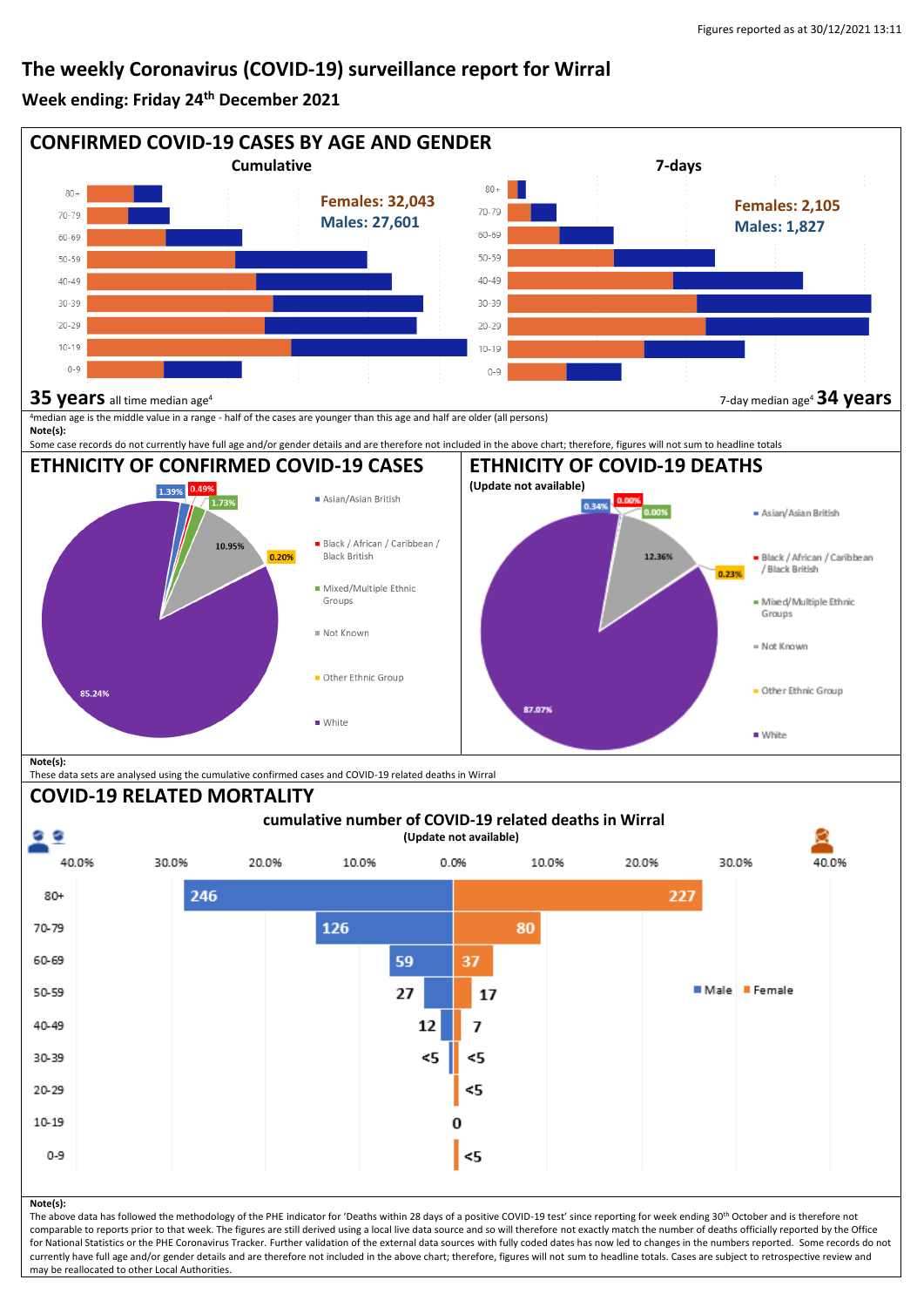Figures reported as at 30/12/2021 13:11

# The weekly Coronavirus (COVID-19) surveillance report for Wirral

## Week ending: Friday 24th December 2021

## CONFIRMED COVID-19 CASES BY AGE AND GENDER

**Cumulative**

Females: 32,043
Males: 27,601

**7-days**

Females: 2,105
Males: 1,827

**35 years** all time median age[4]

7-day median age[4] **34 years**

[4]median age is the middle value in a range - half of the cases are younger than this age and half are older (all persons)

**Note(s):**
Some case records do not currently have full age and/or gender details and are therefore not included in the above chart; therefore, figures will not sum to headline totals

## ETHNICITY OF CONFIRMED COVID-19 CASES

| Ethnicity | % |
| --- | --- |
| Asian/Asian British | 1.39% |
| Black / African / Caribbean / Black British | 0.49% |
| Mixed/Multiple Ethnic Groups | 1.73% |
| Not Known | 10.95% |
| Other Ethnic Group | 0.20% |
| White | 85.24% |

## ETHNICITY OF COVID-19 DEATHS

**(Update not available)**

| Ethnicity | % |
| --- | --- |
| Asian/Asian British | 0.34% |
| Black / African / Caribbean / Black British | 0.00% |
| Mixed/Multiple Ethnic Groups | 0.00% |
| Not Known | 12.36% |
| Other Ethnic Group | 0.23% |
| White | 87.07% |

**Note(s):**
These data sets are analysed using the cumulative confirmed cases and COVID-19 related deaths in Wirral

## COVID-19 RELATED MORTALITY

**cumulative number of COVID-19 related deaths in Wirral**
**(Update not available)**

| Age | Male | Female |
| --- | --- | --- |
| 80+ | 246 | 227 |
| 70-79 | 126 | 80 |
| 60-69 | 59 | 37 |
| 50-59 | 27 | 17 |
| 40-49 | 12 | 7 |
| 30-39 | <5 | <5 |
| 20-29 | | <5 |
| 10-19 | 0 | |
| 0-9 | | <5 |

**Note(s):**
The above data has followed the methodology of the PHE indicator for 'Deaths within 28 days of a positive COVID-19 test' since reporting for week ending 30th October and is therefore not comparable to reports prior to that week. The figures are still derived using a local live data source and so will therefore not exactly match the number of deaths officially reported by the Office for National Statistics or the PHE Coronavirus Tracker. Further validation of the external data sources with fully coded dates has now led to changes in the numbers reported. Some records do not currently have full age and/or gender details and are therefore not included in the above chart; therefore, figures will not sum to headline totals. Cases are subject to retrospective review and may be reallocated to other Local Authorities.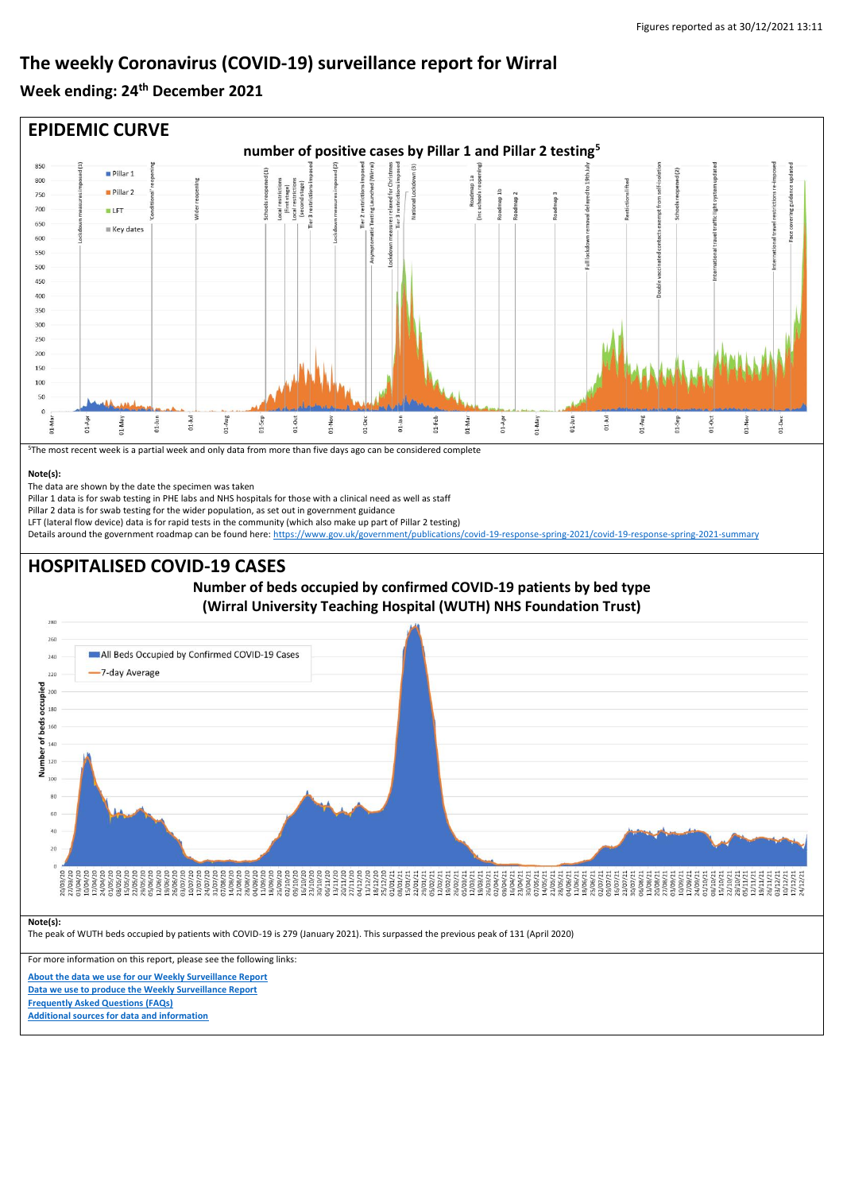Figures reported as at 30/12/2021 13:11

# The weekly Coronavirus (COVID-19) surveillance report for Wirral

## Week ending: 24th December 2021

## EPIDEMIC CURVE

number of positive cases by Pillar 1 and Pillar 2 testing[5]

Pillar 1
Pillar 2
LFT
Key dates

Lockdown measures imposed (1)
Conditional reopening
Wider reopening
Schools reopened (1)
Local restrictions (first stage)
Local restrictions (second stage)
Tier 3 restrictions imposed
Lockdown measures imposed (2)
Tier 2 restrictions imposed
Asymptomatic Testing Launched (Wirral)
Lockdown measures relaxed for Christmas
Tier 3 restrictions imposed
National Lockdown (3)
Roadmap 1a (inc schools reopening)
Roadmap 1b
Roadmap 2
Roadmap 3
Full lockdown removal delayed to 19th July
Restrictions lifted
Double vaccinated contacts exempt from self-isolation
Schools reopened (2)
International travel traffic light system updated
International travel restrictions re-imposed
Face covering guidance updated

0, 50, 100, 150, 200, 250, 300, 350, 400, 450, 500, 550, 600, 650, 700, 750, 800, 850

01-Mar, 01-Apr, 01-May, 01-Jun, 01-Jul, 01-Aug, 01-Sep, 01-Oct, 01-Nov, 01-Dec, 01-Jan, 01-Feb, 01-Mar, 01-Apr, 01-May, 01-Jun, 01-Jul, 01-Aug, 01-Sep, 01-Oct, 01-Nov, 01-Dec

[5]The most recent week is a partial week and only data from more than five days ago can be considered complete

**Note(s):**

The data are shown by the date the specimen was taken

Pillar 1 data is for swab testing in PHE labs and NHS hospitals for those with a clinical need as well as staff

Pillar 2 data is for swab testing for the wider population, as set out in government guidance

LFT (lateral flow device) data is for rapid tests in the community (which also make up part of Pillar 2 testing)

Details around the government roadmap can be found here: https://www.gov.uk/government/publications/covid-19-response-spring-2021/covid-19-response-spring-2021-summary

## HOSPITALISED COVID-19 CASES

**Number of beds occupied by confirmed COVID-19 patients by bed type (Wirral University Teaching Hospital (WUTH) NHS Foundation Trust)**

All Beds Occupied by Confirmed COVID-19 Cases
7-day Average

Number of beds occupied

0, 20, 40, 60, 80, 100, 120, 140, 160, 180, 200, 220, 240, 260, 280

20/03/20 … 24/12/21

**Note(s):**

The peak of WUTH beds occupied by patients with COVID-19 is 279 (January 2021). This surpassed the previous peak of 131 (April 2020)

For more information on this report, please see the following links:

**About the data we use for our Weekly Surveillance Report**

**Data we use to produce the Weekly Surveillance Report**

**Frequently Asked Questions (FAQs)**

**Additional sources for data and information**